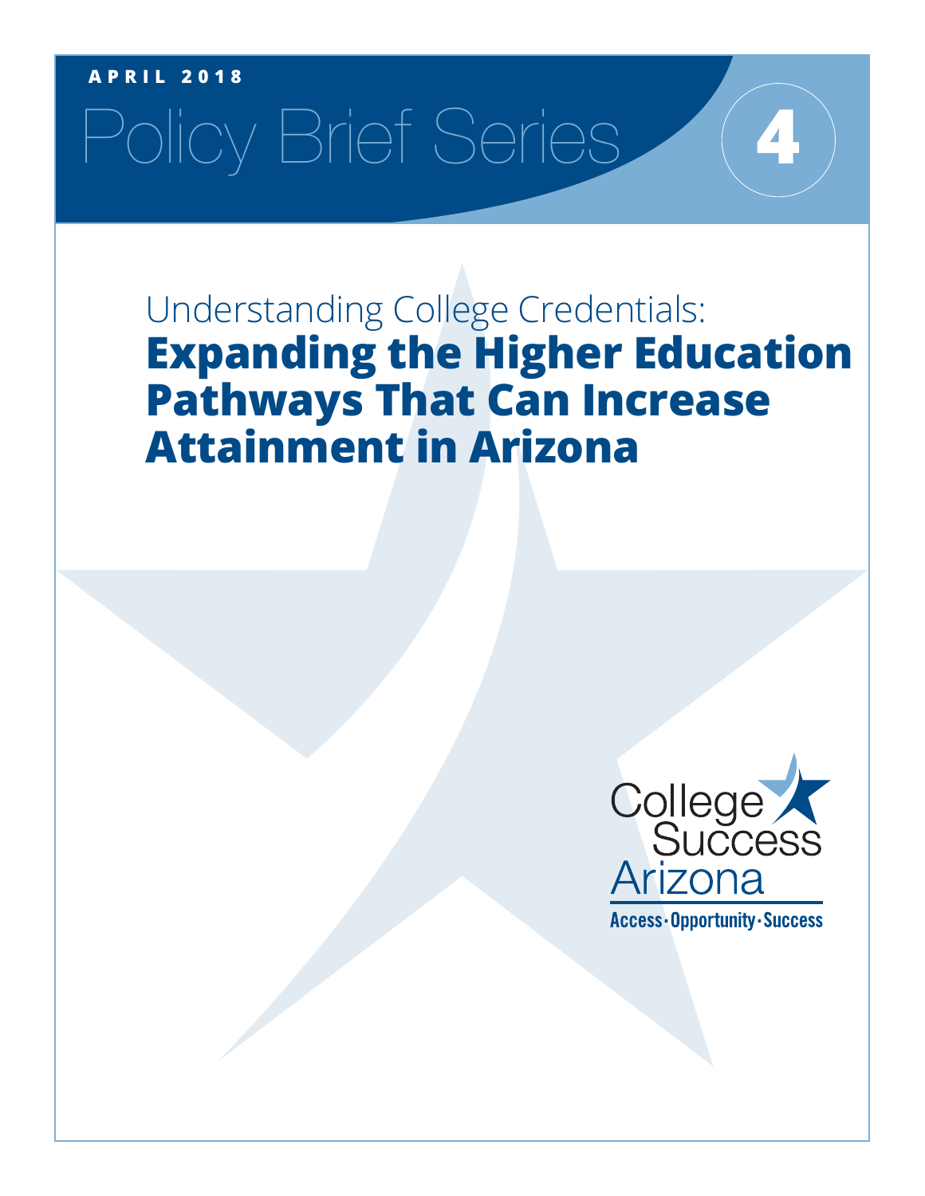APRIL 2018

# Policy Brief Series

4

## Understanding College Credentials: **Expanding the Higher Education Pathways That Can Increase Attainment in Arizona**

College Success Arizona

Access · Opportunity · Success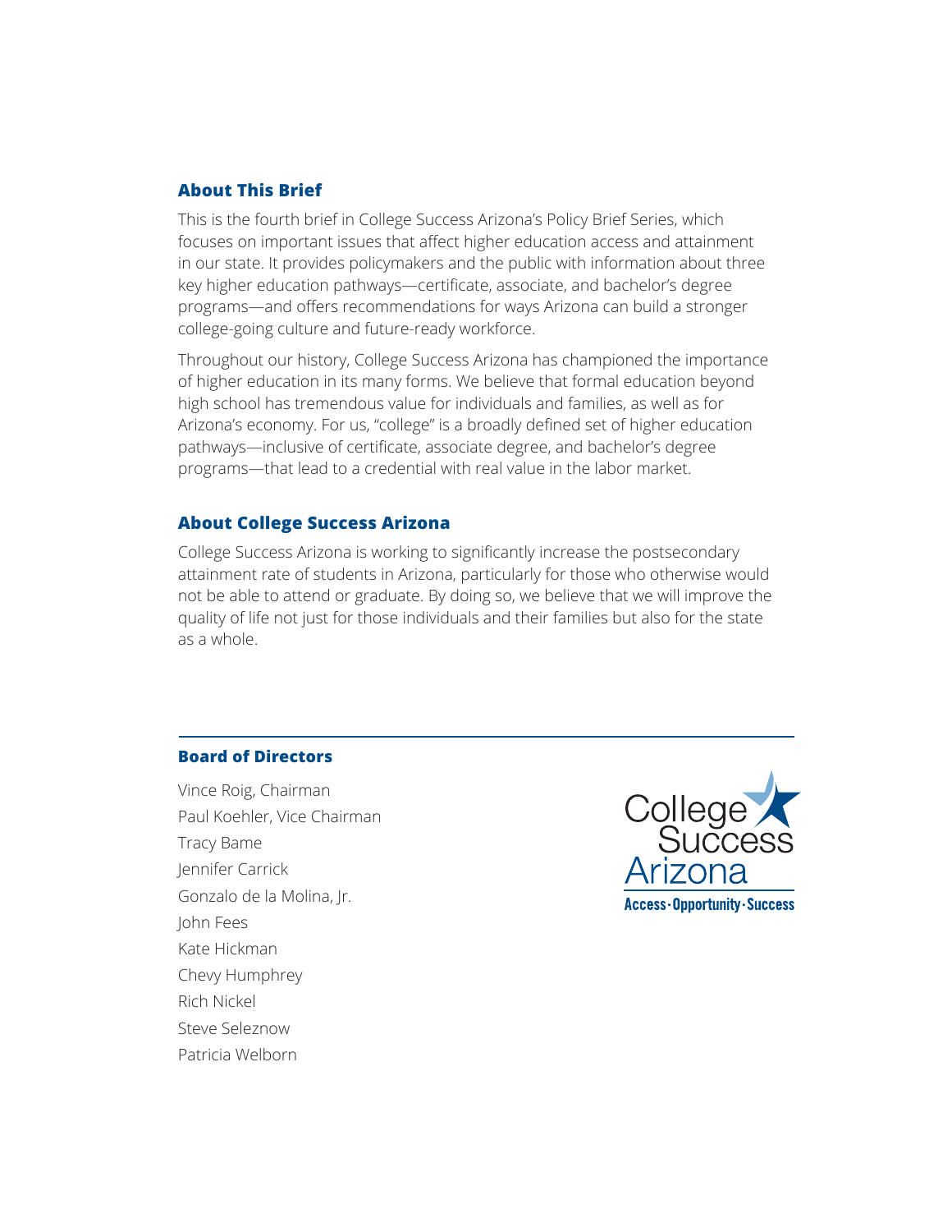## About This Brief

This is the fourth brief in College Success Arizona's Policy Brief Series, which focuses on important issues that affect higher education access and attainment in our state. It provides policymakers and the public with information about three key higher education pathways—certificate, associate, and bachelor's degree programs—and offers recommendations for ways Arizona can build a stronger college-going culture and future-ready workforce.

Throughout our history, College Success Arizona has championed the importance of higher education in its many forms. We believe that formal education beyond high school has tremendous value for individuals and families, as well as for Arizona's economy. For us, "college" is a broadly defined set of higher education pathways—inclusive of certificate, associate degree, and bachelor's degree programs—that lead to a credential with real value in the labor market.

## About College Success Arizona

College Success Arizona is working to significantly increase the postsecondary attainment rate of students in Arizona, particularly for those who otherwise would not be able to attend or graduate. By doing so, we believe that we will improve the quality of life not just for those individuals and their families but also for the state as a whole.

## Board of Directors

Vince Roig, Chairman
Paul Koehler, Vice Chairman
Tracy Bame
Jennifer Carrick
Gonzalo de la Molina, Jr.
John Fees
Kate Hickman
Chevy Humphrey
Rich Nickel
Steve Seleznow
Patricia Welborn

College Success Arizona
Access · Opportunity · Success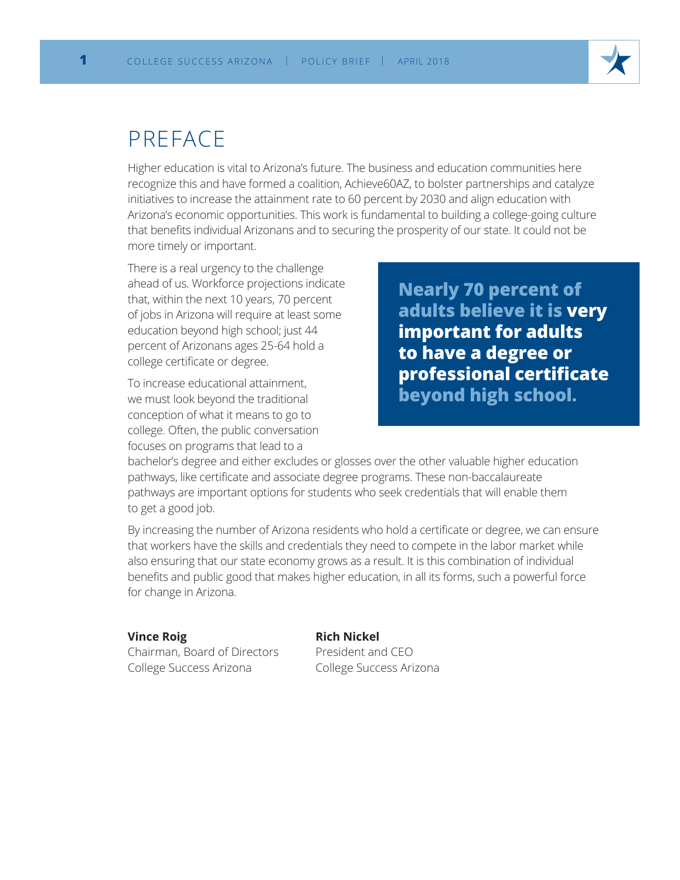# PREFACE

Higher education is vital to Arizona's future. The business and education communities here recognize this and have formed a coalition, Achieve60AZ, to bolster partnerships and catalyze initiatives to increase the attainment rate to 60 percent by 2030 and align education with Arizona's economic opportunities. This work is fundamental to building a college-going culture that benefits individual Arizonans and to securing the prosperity of our state. It could not be more timely or important.

There is a real urgency to the challenge ahead of us. Workforce projections indicate that, within the next 10 years, 70 percent of jobs in Arizona will require at least some education beyond high school; just 44 percent of Arizonans ages 25-64 hold a college certificate or degree.

> **Nearly 70 percent of adults believe it is very important for adults to have a degree or professional certificate beyond high school.**

To increase educational attainment, we must look beyond the traditional conception of what it means to go to college. Often, the public conversation focuses on programs that lead to a bachelor's degree and either excludes or glosses over the other valuable higher education pathways, like certificate and associate degree programs. These non-baccalaureate pathways are important options for students who seek credentials that will enable them to get a good job.

By increasing the number of Arizona residents who hold a certificate or degree, we can ensure that workers have the skills and credentials they need to compete in the labor market while also ensuring that our state economy grows as a result. It is this combination of individual benefits and public good that makes higher education, in all its forms, such a powerful force for change in Arizona.

**Vince Roig**
Chairman, Board of Directors
College Success Arizona

**Rich Nickel**
President and CEO
College Success Arizona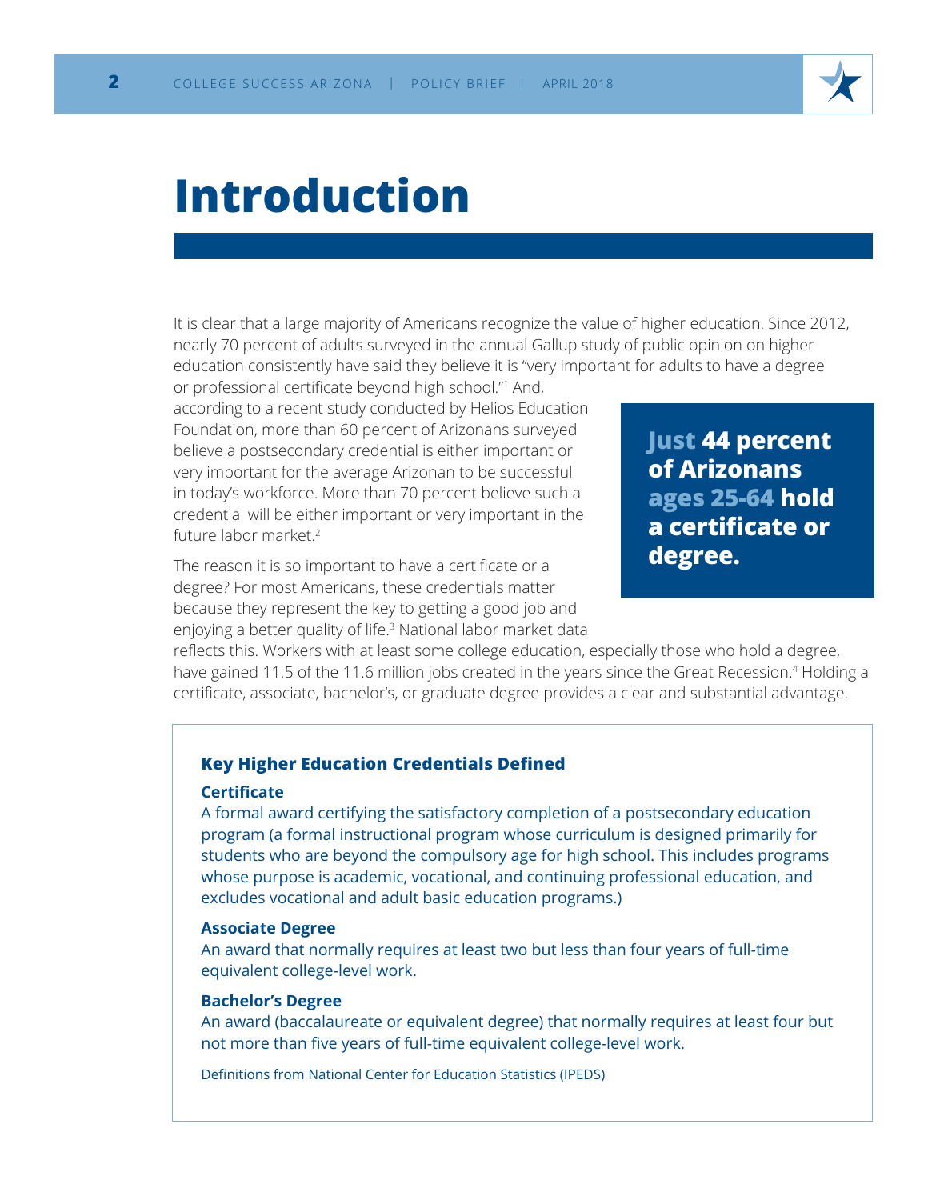# Introduction

It is clear that a large majority of Americans recognize the value of higher education. Since 2012, nearly 70 percent of adults surveyed in the annual Gallup study of public opinion on higher education consistently have said they believe it is "very important for adults to have a degree or professional certificate beyond high school."[1] And, according to a recent study conducted by Helios Education Foundation, more than 60 percent of Arizonans surveyed believe a postsecondary credential is either important or very important for the average Arizonan to be successful in today's workforce. More than 70 percent believe such a credential will be either important or very important in the future labor market.[2]

**Just 44 percent of Arizonans ages 25-64 hold a certificate or degree.**

The reason it is so important to have a certificate or a degree? For most Americans, these credentials matter because they represent the key to getting a good job and enjoying a better quality of life.[3] National labor market data reflects this. Workers with at least some college education, especially those who hold a degree, have gained 11.5 of the 11.6 million jobs created in the years since the Great Recession.[4] Holding a certificate, associate, bachelor's, or graduate degree provides a clear and substantial advantage.

### Key Higher Education Credentials Defined

**Certificate**

A formal award certifying the satisfactory completion of a postsecondary education program (a formal instructional program whose curriculum is designed primarily for students who are beyond the compulsory age for high school. This includes programs whose purpose is academic, vocational, and continuing professional education, and excludes vocational and adult basic education programs.)

**Associate Degree**

An award that normally requires at least two but less than four years of full-time equivalent college-level work.

**Bachelor's Degree**

An award (baccalaureate or equivalent degree) that normally requires at least four but not more than five years of full-time equivalent college-level work.

Definitions from National Center for Education Statistics (IPEDS)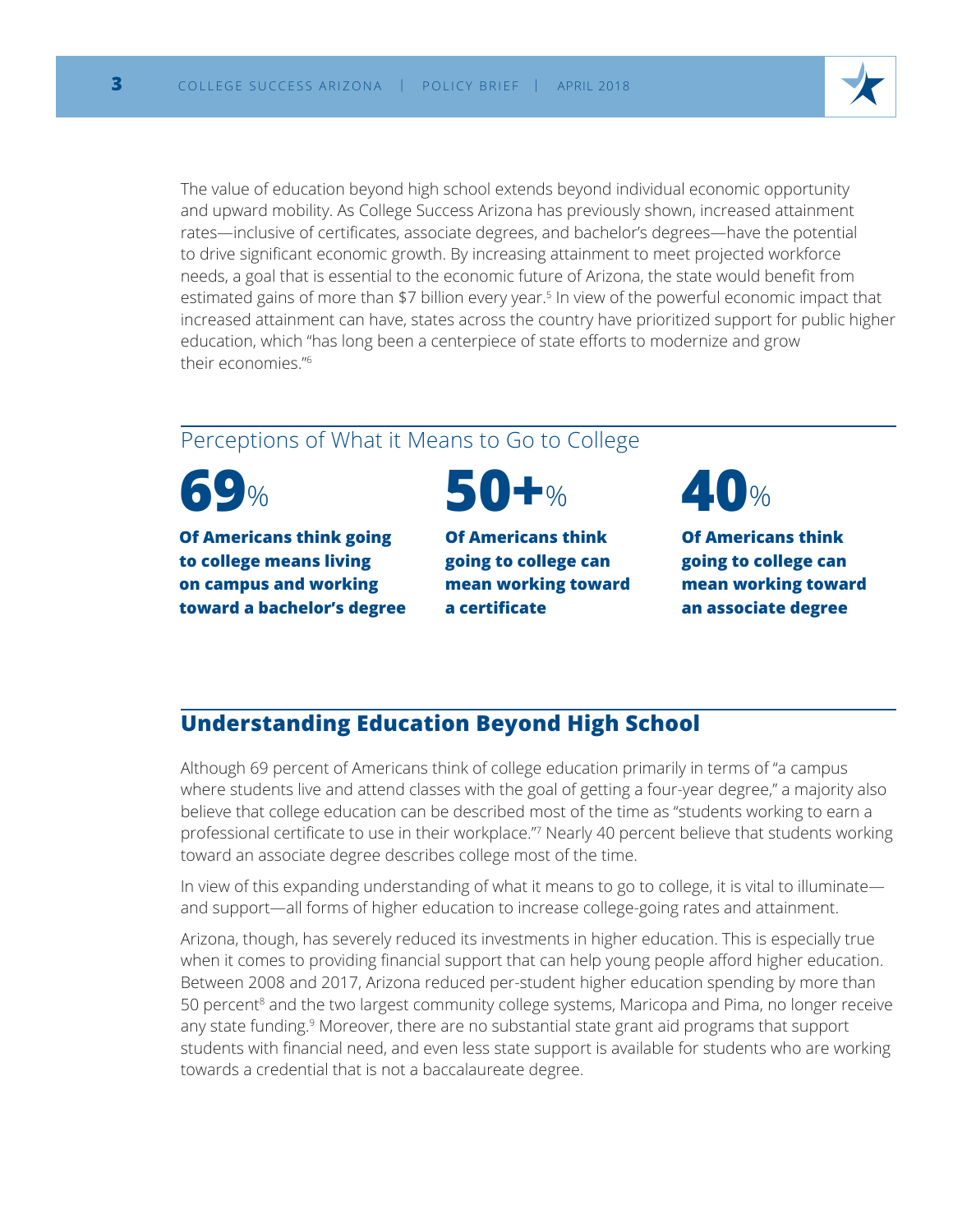The value of education beyond high school extends beyond individual economic opportunity and upward mobility. As College Success Arizona has previously shown, increased attainment rates—inclusive of certificates, associate degrees, and bachelor's degrees—have the potential to drive significant economic growth. By increasing attainment to meet projected workforce needs, a goal that is essential to the economic future of Arizona, the state would benefit from estimated gains of more than $7 billion every year.[5] In view of the powerful economic impact that increased attainment can have, states across the country have prioritized support for public higher education, which "has long been a centerpiece of state efforts to modernize and grow their economies."[6]

## Perceptions of What it Means to Go to College

**69%**

**Of Americans think going to college means living on campus and working toward a bachelor's degree**

**50+%**

**Of Americans think going to college can mean working toward a certificate**

**40%**

**Of Americans think going to college can mean working toward an associate degree**

## Understanding Education Beyond High School

Although 69 percent of Americans think of college education primarily in terms of "a campus where students live and attend classes with the goal of getting a four-year degree," a majority also believe that college education can be described most of the time as "students working to earn a professional certificate to use in their workplace."[7] Nearly 40 percent believe that students working toward an associate degree describes college most of the time.

In view of this expanding understanding of what it means to go to college, it is vital to illuminate—and support—all forms of higher education to increase college-going rates and attainment.

Arizona, though, has severely reduced its investments in higher education. This is especially true when it comes to providing financial support that can help young people afford higher education. Between 2008 and 2017, Arizona reduced per-student higher education spending by more than 50 percent[8] and the two largest community college systems, Maricopa and Pima, no longer receive any state funding.[9] Moreover, there are no substantial state grant aid programs that support students with financial need, and even less state support is available for students who are working towards a credential that is not a baccalaureate degree.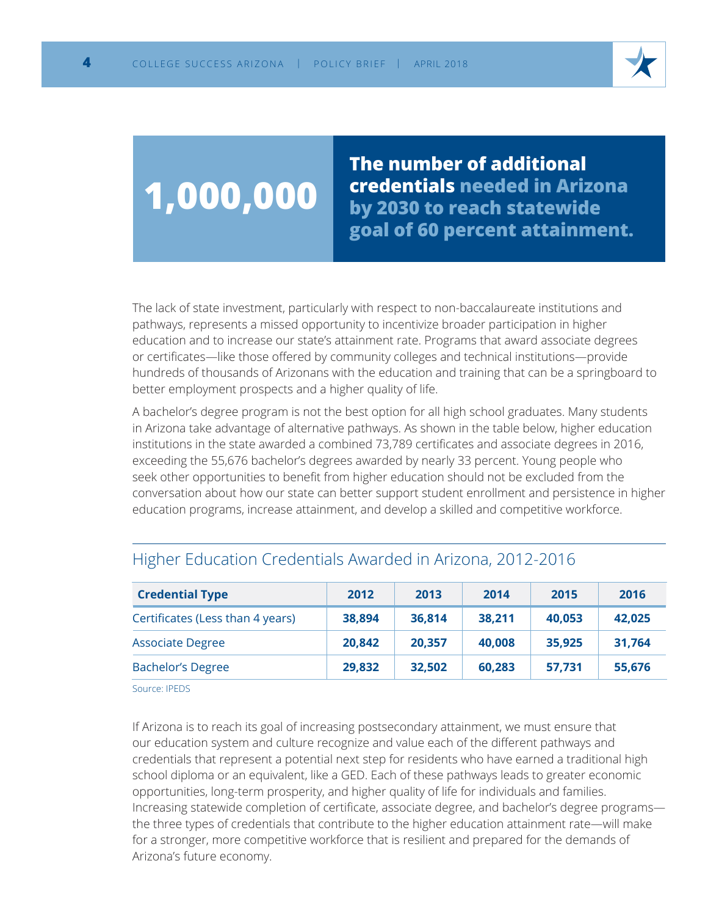**1,000,000**

**The number of additional credentials needed in Arizona by 2030 to reach statewide goal of 60 percent attainment.**

The lack of state investment, particularly with respect to non-baccalaureate institutions and pathways, represents a missed opportunity to incentivize broader participation in higher education and to increase our state's attainment rate. Programs that award associate degrees or certificates—like those offered by community colleges and technical institutions—provide hundreds of thousands of Arizonans with the education and training that can be a springboard to better employment prospects and a higher quality of life.

A bachelor's degree program is not the best option for all high school graduates. Many students in Arizona take advantage of alternative pathways. As shown in the table below, higher education institutions in the state awarded a combined 73,789 certificates and associate degrees in 2016, exceeding the 55,676 bachelor's degrees awarded by nearly 33 percent. Young people who seek other opportunities to benefit from higher education should not be excluded from the conversation about how our state can better support student enrollment and persistence in higher education programs, increase attainment, and develop a skilled and competitive workforce.

## Higher Education Credentials Awarded in Arizona, 2012-2016

| Credential Type | 2012 | 2013 | 2014 | 2015 | 2016 |
|---|---|---|---|---|---|
| Certificates (Less than 4 years) | 38,894 | 36,814 | 38,211 | 40,053 | 42,025 |
| Associate Degree | 20,842 | 20,357 | 40,008 | 35,925 | 31,764 |
| Bachelor's Degree | 29,832 | 32,502 | 60,283 | 57,731 | 55,676 |

Source: IPEDS

If Arizona is to reach its goal of increasing postsecondary attainment, we must ensure that our education system and culture recognize and value each of the different pathways and credentials that represent a potential next step for residents who have earned a traditional high school diploma or an equivalent, like a GED. Each of these pathways leads to greater economic opportunities, long-term prosperity, and higher quality of life for individuals and families. Increasing statewide completion of certificate, associate degree, and bachelor's degree programs—the three types of credentials that contribute to the higher education attainment rate—will make for a stronger, more competitive workforce that is resilient and prepared for the demands of Arizona's future economy.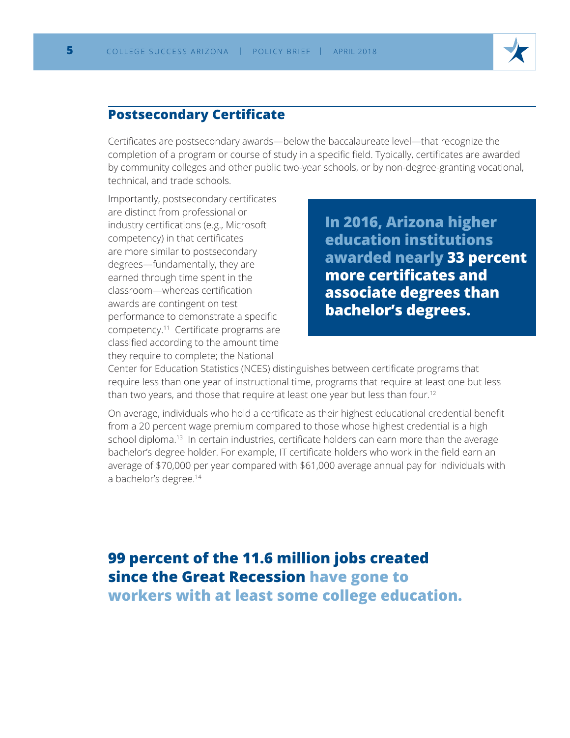## Postsecondary Certificate

Certificates are postsecondary awards—below the baccalaureate level—that recognize the completion of a program or course of study in a specific field. Typically, certificates are awarded by community colleges and other public two-year schools, or by non-degree-granting vocational, technical, and trade schools.

Importantly, postsecondary certificates are distinct from professional or industry certifications (e.g., Microsoft competency) in that certificates are more similar to postsecondary degrees—fundamentally, they are earned through time spent in the classroom—whereas certification awards are contingent on test performance to demonstrate a specific competency.[11] Certificate programs are classified according to the amount time they require to complete; the National Center for Education Statistics (NCES) distinguishes between certificate programs that require less than one year of instructional time, programs that require at least one but less than two years, and those that require at least one year but less than four.[12]

**In 2016, Arizona higher education institutions awarded nearly 33 percent more certificates and associate degrees than bachelor's degrees.**

On average, individuals who hold a certificate as their highest educational credential benefit from a 20 percent wage premium compared to those whose highest credential is a high school diploma.[13] In certain industries, certificate holders can earn more than the average bachelor's degree holder. For example, IT certificate holders who work in the field earn an average of $70,000 per year compared with $61,000 average annual pay for individuals with a bachelor's degree.[14]

**99 percent of the 11.6 million jobs created since the Great Recession have gone to workers with at least some college education.**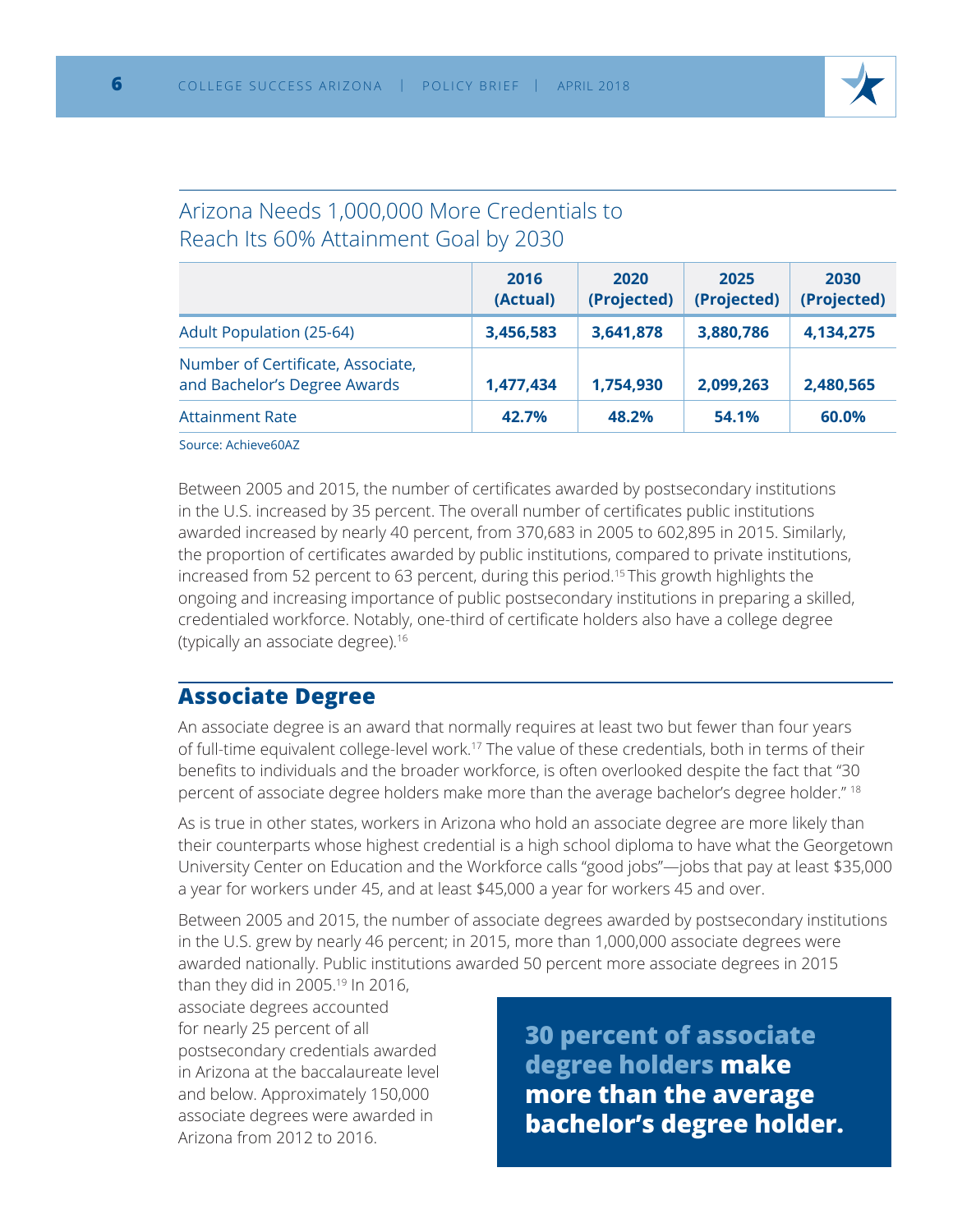### Arizona Needs 1,000,000 More Credentials to Reach Its 60% Attainment Goal by 2030

| | 2016 (Actual) | 2020 (Projected) | 2025 (Projected) | 2030 (Projected) |
|---|---|---|---|---|
| Adult Population (25-64) | **3,456,583** | **3,641,878** | **3,880,786** | **4,134,275** |
| Number of Certificate, Associate, and Bachelor's Degree Awards | **1,477,434** | **1,754,930** | **2,099,263** | **2,480,565** |
| Attainment Rate | **42.7%** | **48.2%** | **54.1%** | **60.0%** |

Source: Achieve60AZ

Between 2005 and 2015, the number of certificates awarded by postsecondary institutions in the U.S. increased by 35 percent. The overall number of certificates public institutions awarded increased by nearly 40 percent, from 370,683 in 2005 to 602,895 in 2015. Similarly, the proportion of certificates awarded by public institutions, compared to private institutions, increased from 52 percent to 63 percent, during this period.[15] This growth highlights the ongoing and increasing importance of public postsecondary institutions in preparing a skilled, credentialed workforce. Notably, one-third of certificate holders also have a college degree (typically an associate degree).[16]

## Associate Degree

An associate degree is an award that normally requires at least two but fewer than four years of full-time equivalent college-level work.[17] The value of these credentials, both in terms of their benefits to individuals and the broader workforce, is often overlooked despite the fact that "30 percent of associate degree holders make more than the average bachelor's degree holder." [18]

As is true in other states, workers in Arizona who hold an associate degree are more likely than their counterparts whose highest credential is a high school diploma to have what the Georgetown University Center on Education and the Workforce calls "good jobs"—jobs that pay at least $35,000 a year for workers under 45, and at least $45,000 a year for workers 45 and over.

Between 2005 and 2015, the number of associate degrees awarded by postsecondary institutions in the U.S. grew by nearly 46 percent; in 2015, more than 1,000,000 associate degrees were awarded nationally. Public institutions awarded 50 percent more associate degrees in 2015 than they did in 2005.[19] In 2016, associate degrees accounted for nearly 25 percent of all postsecondary credentials awarded in Arizona at the baccalaureate level and below. Approximately 150,000 associate degrees were awarded in Arizona from 2012 to 2016.

**30 percent of associate degree holders make more than the average bachelor's degree holder.**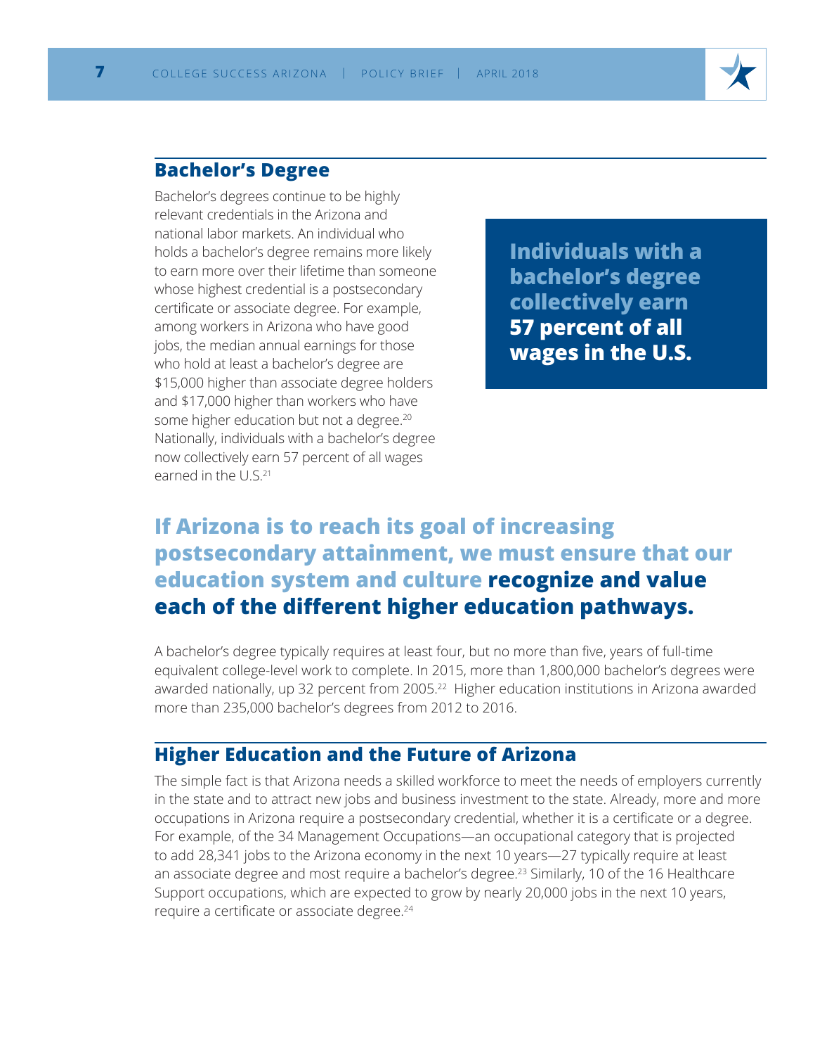## Bachelor's Degree

Bachelor's degrees continue to be highly relevant credentials in the Arizona and national labor markets. An individual who holds a bachelor's degree remains more likely to earn more over their lifetime than someone whose highest credential is a postsecondary certificate or associate degree. For example, among workers in Arizona who have good jobs, the median annual earnings for those who hold at least a bachelor's degree are $15,000 higher than associate degree holders and $17,000 higher than workers who have some higher education but not a degree.[20] Nationally, individuals with a bachelor's degree now collectively earn 57 percent of all wages earned in the U.S.[21]

**Individuals with a bachelor's degree collectively earn 57 percent of all wages in the U.S.**

**If Arizona is to reach its goal of increasing postsecondary attainment, we must ensure that our education system and culture recognize and value each of the different higher education pathways.**

A bachelor's degree typically requires at least four, but no more than five, years of full-time equivalent college-level work to complete. In 2015, more than 1,800,000 bachelor's degrees were awarded nationally, up 32 percent from 2005.[22] Higher education institutions in Arizona awarded more than 235,000 bachelor's degrees from 2012 to 2016.

## Higher Education and the Future of Arizona

The simple fact is that Arizona needs a skilled workforce to meet the needs of employers currently in the state and to attract new jobs and business investment to the state. Already, more and more occupations in Arizona require a postsecondary credential, whether it is a certificate or a degree. For example, of the 34 Management Occupations—an occupational category that is projected to add 28,341 jobs to the Arizona economy in the next 10 years—27 typically require at least an associate degree and most require a bachelor's degree.[23] Similarly, 10 of the 16 Healthcare Support occupations, which are expected to grow by nearly 20,000 jobs in the next 10 years, require a certificate or associate degree.[24]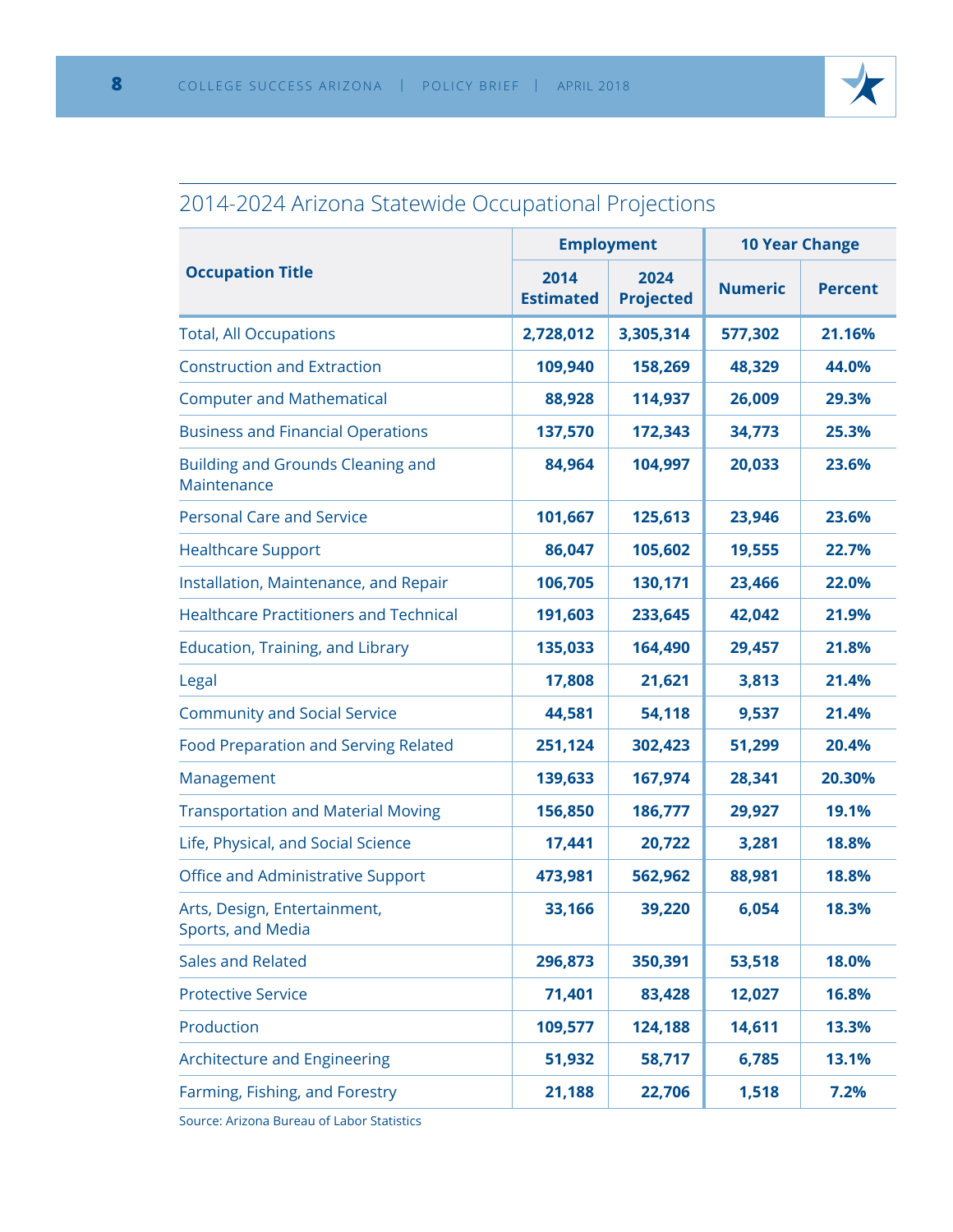## 2014-2024 Arizona Statewide Occupational Projections

| Occupation Title | Employment | | 10 Year Change | |
|---|---|---|---|---|
| | 2014 Estimated | 2024 Projected | Numeric | Percent |
| Total, All Occupations | 2,728,012 | 3,305,314 | 577,302 | 21.16% |
| Construction and Extraction | 109,940 | 158,269 | 48,329 | 44.0% |
| Computer and Mathematical | 88,928 | 114,937 | 26,009 | 29.3% |
| Business and Financial Operations | 137,570 | 172,343 | 34,773 | 25.3% |
| Building and Grounds Cleaning and Maintenance | 84,964 | 104,997 | 20,033 | 23.6% |
| Personal Care and Service | 101,667 | 125,613 | 23,946 | 23.6% |
| Healthcare Support | 86,047 | 105,602 | 19,555 | 22.7% |
| Installation, Maintenance, and Repair | 106,705 | 130,171 | 23,466 | 22.0% |
| Healthcare Practitioners and Technical | 191,603 | 233,645 | 42,042 | 21.9% |
| Education, Training, and Library | 135,033 | 164,490 | 29,457 | 21.8% |
| Legal | 17,808 | 21,621 | 3,813 | 21.4% |
| Community and Social Service | 44,581 | 54,118 | 9,537 | 21.4% |
| Food Preparation and Serving Related | 251,124 | 302,423 | 51,299 | 20.4% |
| Management | 139,633 | 167,974 | 28,341 | 20.30% |
| Transportation and Material Moving | 156,850 | 186,777 | 29,927 | 19.1% |
| Life, Physical, and Social Science | 17,441 | 20,722 | 3,281 | 18.8% |
| Office and Administrative Support | 473,981 | 562,962 | 88,981 | 18.8% |
| Arts, Design, Entertainment, Sports, and Media | 33,166 | 39,220 | 6,054 | 18.3% |
| Sales and Related | 296,873 | 350,391 | 53,518 | 18.0% |
| Protective Service | 71,401 | 83,428 | 12,027 | 16.8% |
| Production | 109,577 | 124,188 | 14,611 | 13.3% |
| Architecture and Engineering | 51,932 | 58,717 | 6,785 | 13.1% |
| Farming, Fishing, and Forestry | 21,188 | 22,706 | 1,518 | 7.2% |

Source: Arizona Bureau of Labor Statistics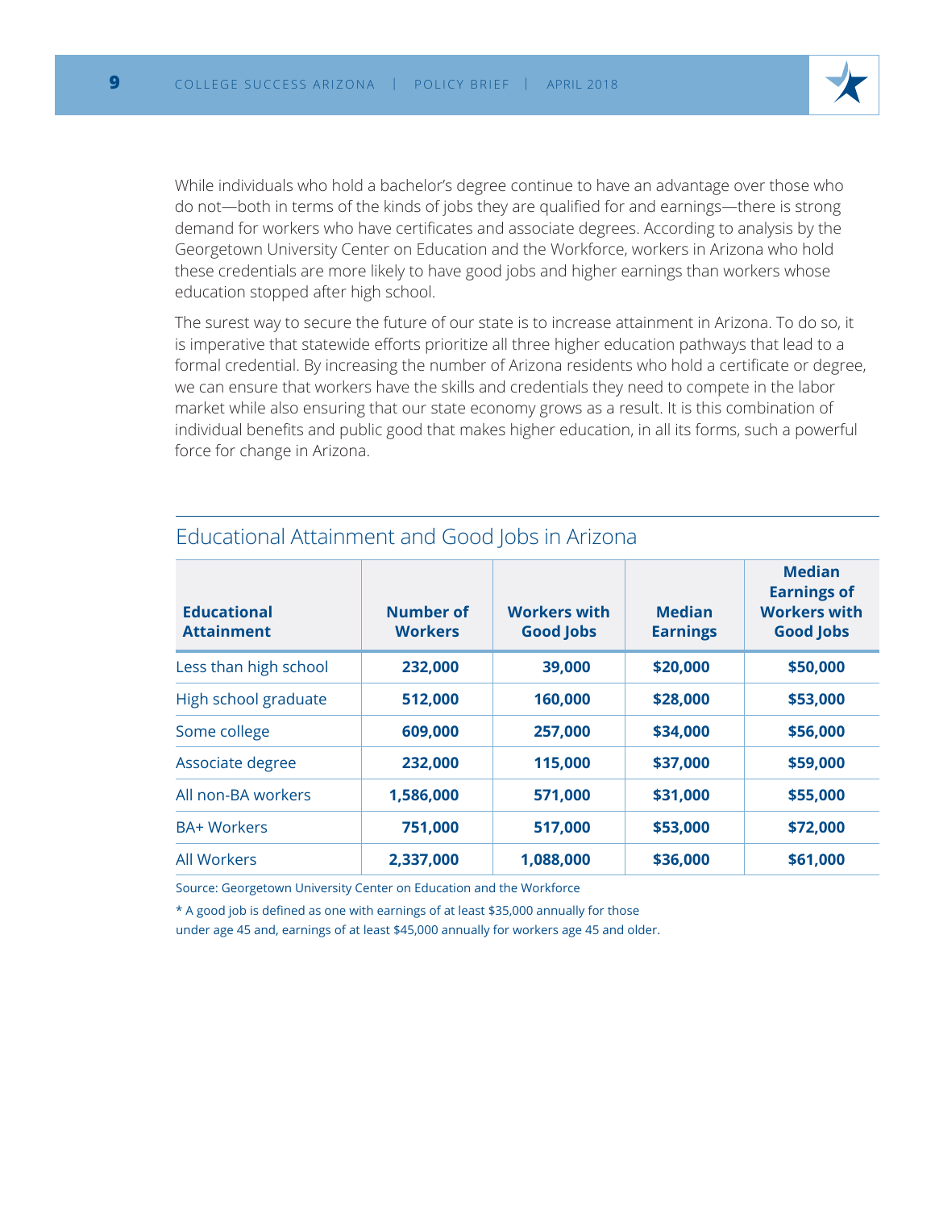While individuals who hold a bachelor's degree continue to have an advantage over those who do not—both in terms of the kinds of jobs they are qualified for and earnings—there is strong demand for workers who have certificates and associate degrees. According to analysis by the Georgetown University Center on Education and the Workforce, workers in Arizona who hold these credentials are more likely to have good jobs and higher earnings than workers whose education stopped after high school.

The surest way to secure the future of our state is to increase attainment in Arizona. To do so, it is imperative that statewide efforts prioritize all three higher education pathways that lead to a formal credential. By increasing the number of Arizona residents who hold a certificate or degree, we can ensure that workers have the skills and credentials they need to compete in the labor market while also ensuring that our state economy grows as a result. It is this combination of individual benefits and public good that makes higher education, in all its forms, such a powerful force for change in Arizona.

## Educational Attainment and Good Jobs in Arizona

| Educational Attainment | Number of Workers | Workers with Good Jobs | Median Earnings | Median Earnings of Workers with Good Jobs |
|---|---|---|---|---|
| Less than high school | 232,000 | 39,000 | $20,000 | $50,000 |
| High school graduate | 512,000 | 160,000 | $28,000 | $53,000 |
| Some college | 609,000 | 257,000 | $34,000 | $56,000 |
| Associate degree | 232,000 | 115,000 | $37,000 | $59,000 |
| All non-BA workers | 1,586,000 | 571,000 | $31,000 | $55,000 |
| BA+ Workers | 751,000 | 517,000 | $53,000 | $72,000 |
| All Workers | 2,337,000 | 1,088,000 | $36,000 | $61,000 |

Source: Georgetown University Center on Education and the Workforce

* A good job is defined as one with earnings of at least $35,000 annually for those under age 45 and, earnings of at least $45,000 annually for workers age 45 and older.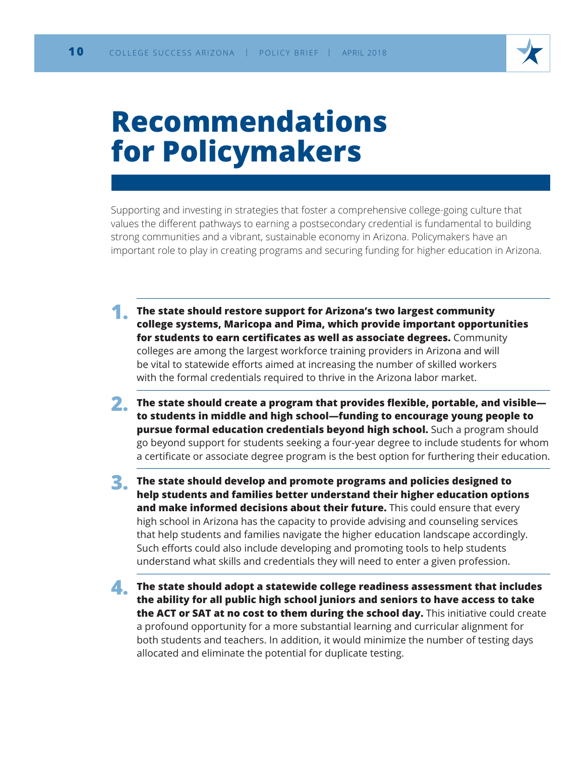# Recommendations for Policymakers

Supporting and investing in strategies that foster a comprehensive college-going culture that values the different pathways to earning a postsecondary credential is fundamental to building strong communities and a vibrant, sustainable economy in Arizona. Policymakers have an important role to play in creating programs and securing funding for higher education in Arizona.

1. **The state should restore support for Arizona's two largest community college systems, Maricopa and Pima, which provide important opportunities for students to earn certificates as well as associate degrees.** Community colleges are among the largest workforce training providers in Arizona and will be vital to statewide efforts aimed at increasing the number of skilled workers with the formal credentials required to thrive in the Arizona labor market.

2. **The state should create a program that provides flexible, portable, and visible—to students in middle and high school—funding to encourage young people to pursue formal education credentials beyond high school.** Such a program should go beyond support for students seeking a four-year degree to include students for whom a certificate or associate degree program is the best option for furthering their education.

3. **The state should develop and promote programs and policies designed to help students and families better understand their higher education options and make informed decisions about their future.** This could ensure that every high school in Arizona has the capacity to provide advising and counseling services that help students and families navigate the higher education landscape accordingly. Such efforts could also include developing and promoting tools to help students understand what skills and credentials they will need to enter a given profession.

4. **The state should adopt a statewide college readiness assessment that includes the ability for all public high school juniors and seniors to have access to take the ACT or SAT at no cost to them during the school day.** This initiative could create a profound opportunity for a more substantial learning and curricular alignment for both students and teachers. In addition, it would minimize the number of testing days allocated and eliminate the potential for duplicate testing.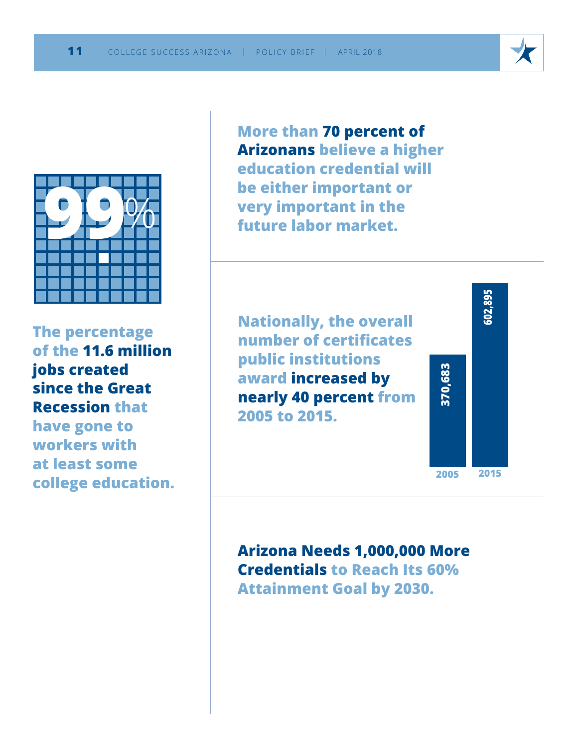**99%**

The percentage of the **11.6 million jobs created since the Great Recession** that have gone to workers with at least some college education.

More than **70 percent of Arizonans** believe a higher education credential will be either important or very important in the future labor market.

Nationally, the overall number of certificates public institutions award **increased by nearly 40 percent** from 2005 to 2015.

| Year | Certificates |
|---|---|
| 2005 | 370,683 |
| 2015 | 602,895 |

**Arizona Needs 1,000,000 More Credentials** to Reach Its 60% Attainment Goal by 2030.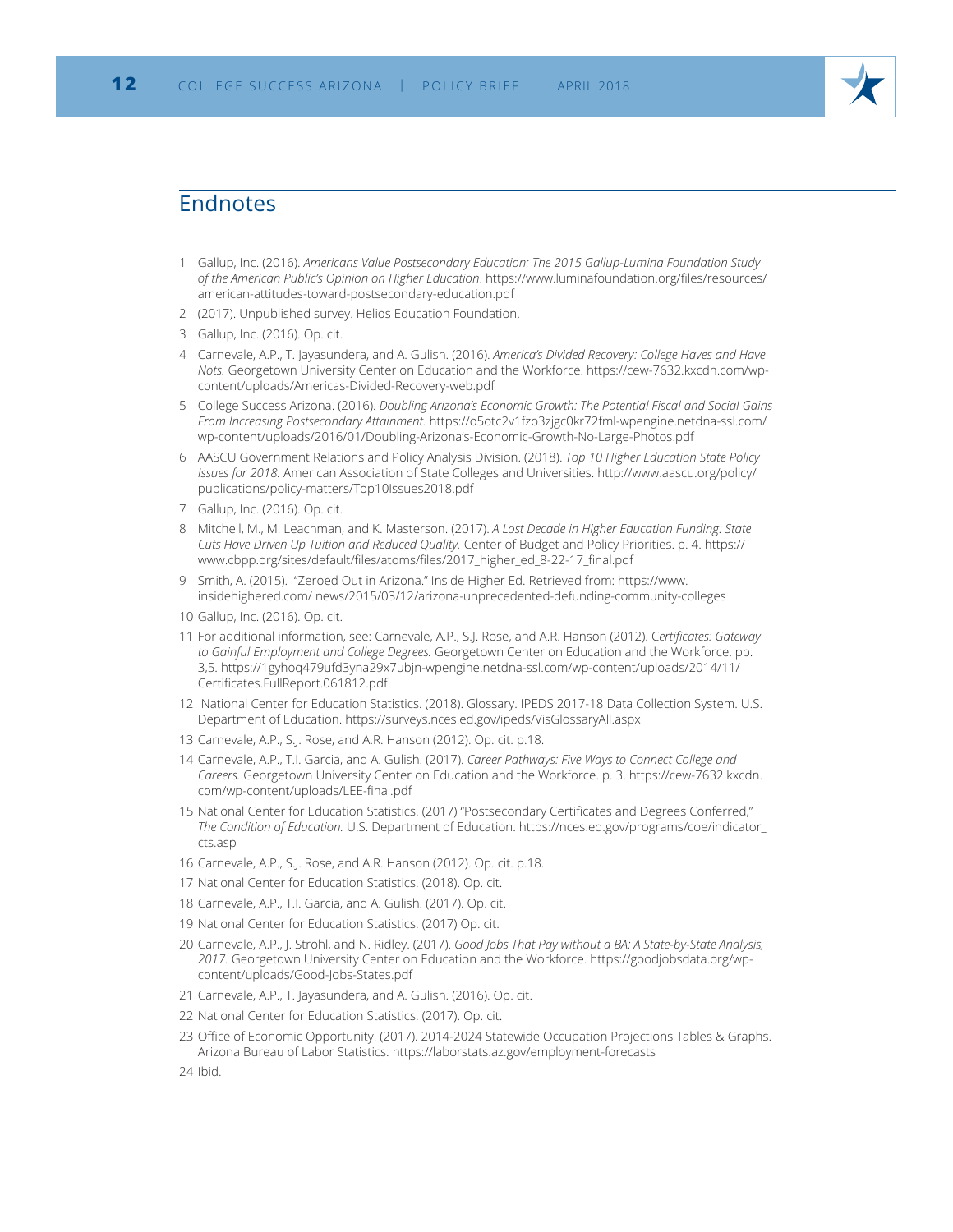## Endnotes

1. Gallup, Inc. (2016). *Americans Value Postsecondary Education: The 2015 Gallup-Lumina Foundation Study of the American Public's Opinion on Higher Education*. https://www.luminafoundation.org/files/resources/american-attitudes-toward-postsecondary-education.pdf
2. (2017). Unpublished survey. Helios Education Foundation.
3. Gallup, Inc. (2016). Op. cit.
4. Carnevale, A.P., T. Jayasundera, and A. Gulish. (2016). *America's Divided Recovery: College Haves and Have Nots.* Georgetown University Center on Education and the Workforce. https://cew-7632.kxcdn.com/wp-content/uploads/Americas-Divided-Recovery-web.pdf
5. College Success Arizona. (2016). *Doubling Arizona's Economic Growth: The Potential Fiscal and Social Gains From Increasing Postsecondary Attainment.* https://o5otc2v1fzo3zjgc0kr72fml-wpengine.netdna-ssl.com/wp-content/uploads/2016/01/Doubling-Arizona's-Economic-Growth-No-Large-Photos.pdf
6. AASCU Government Relations and Policy Analysis Division. (2018). *Top 10 Higher Education State Policy Issues for 2018.* American Association of State Colleges and Universities. http://www.aascu.org/policy/publications/policy-matters/Top10Issues2018.pdf
7. Gallup, Inc. (2016). Op. cit.
8. Mitchell, M., M. Leachman, and K. Masterson. (2017). *A Lost Decade in Higher Education Funding: State Cuts Have Driven Up Tuition and Reduced Quality.* Center of Budget and Policy Priorities. p. 4. https://www.cbpp.org/sites/default/files/atoms/files/2017_higher_ed_8-22-17_final.pdf
9. Smith, A. (2015). "Zeroed Out in Arizona." Inside Higher Ed. Retrieved from: https://www.insidehighered.com/ news/2015/03/12/arizona-unprecedented-defunding-community-colleges
10. Gallup, Inc. (2016). Op. cit.
11. For additional information, see: Carnevale, A.P., S.J. Rose, and A.R. Hanson (2012). *Certificates: Gateway to Gainful Employment and College Degrees.* Georgetown Center on Education and the Workforce. pp. 3,5. https://1gyhoq479ufd3yna29x7ubjn-wpengine.netdna-ssl.com/wp-content/uploads/2014/11/Certificates.FullReport.061812.pdf
12. National Center for Education Statistics. (2018). Glossary. IPEDS 2017-18 Data Collection System. U.S. Department of Education. https://surveys.nces.ed.gov/ipeds/VisGlossaryAll.aspx
13. Carnevale, A.P., S.J. Rose, and A.R. Hanson (2012). Op. cit. p.18.
14. Carnevale, A.P., T.I. Garcia, and A. Gulish. (2017). *Career Pathways: Five Ways to Connect College and Careers.* Georgetown University Center on Education and the Workforce. p. 3. https://cew-7632.kxcdn.com/wp-content/uploads/LEE-final.pdf
15. National Center for Education Statistics. (2017) "Postsecondary Certificates and Degrees Conferred," *The Condition of Education.* U.S. Department of Education. https://nces.ed.gov/programs/coe/indicator_cts.asp
16. Carnevale, A.P., S.J. Rose, and A.R. Hanson (2012). Op. cit. p.18.
17. National Center for Education Statistics. (2018). Op. cit.
18. Carnevale, A.P., T.I. Garcia, and A. Gulish. (2017). Op. cit.
19. National Center for Education Statistics. (2017) Op. cit.
20. Carnevale, A.P., J. Strohl, and N. Ridley. (2017). *Good Jobs That Pay without a BA: A State-by-State Analysis, 2017.* Georgetown University Center on Education and the Workforce. https://goodjobsdata.org/wp-content/uploads/Good-Jobs-States.pdf
21. Carnevale, A.P., T. Jayasundera, and A. Gulish. (2016). Op. cit.
22. National Center for Education Statistics. (2017). Op. cit.
23. Office of Economic Opportunity. (2017). 2014-2024 Statewide Occupation Projections Tables & Graphs. Arizona Bureau of Labor Statistics. https://laborstats.az.gov/employment-forecasts
24. Ibid.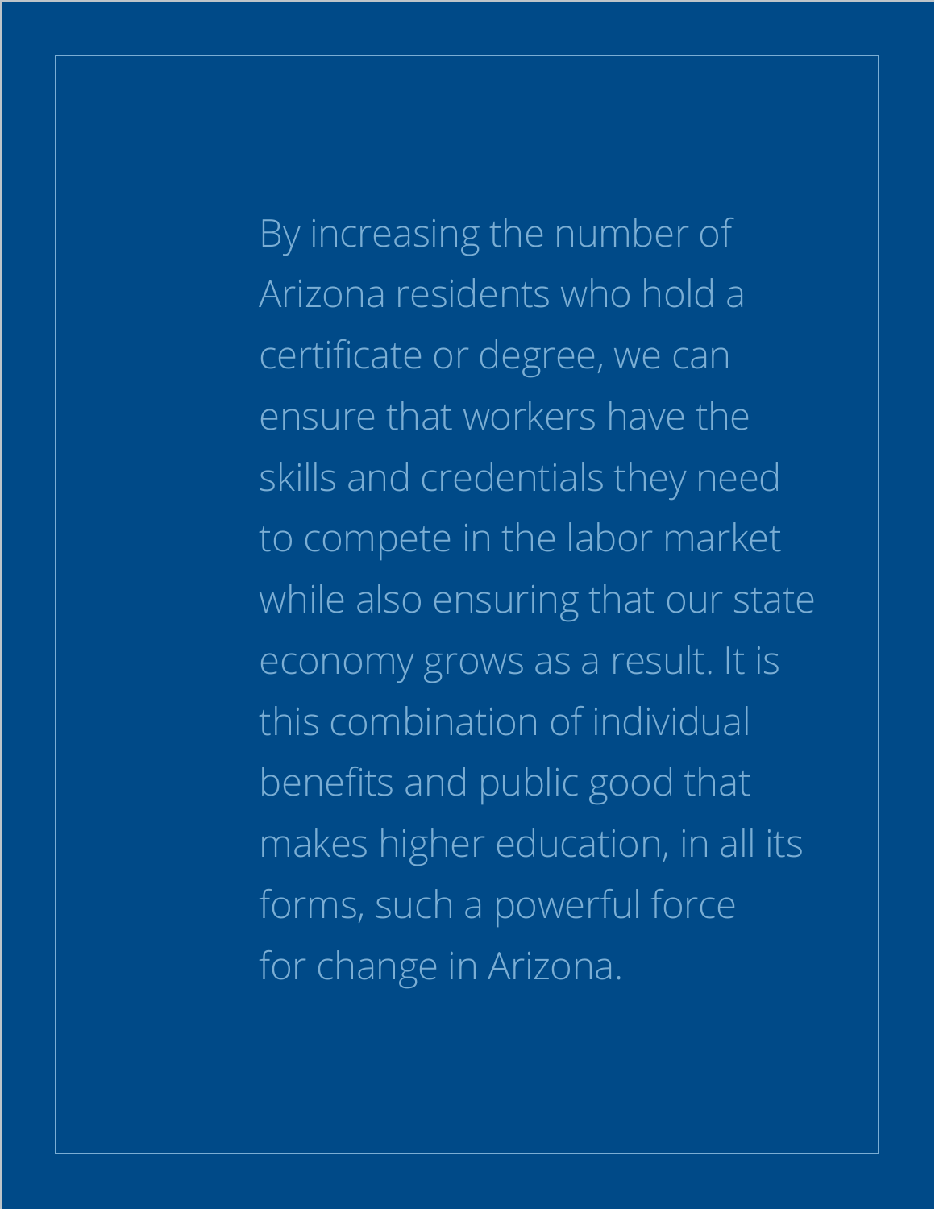By increasing the number of Arizona residents who hold a certificate or degree, we can ensure that workers have the skills and credentials they need to compete in the labor market while also ensuring that our state economy grows as a result. It is this combination of individual benefits and public good that makes higher education, in all its forms, such a powerful force for change in Arizona.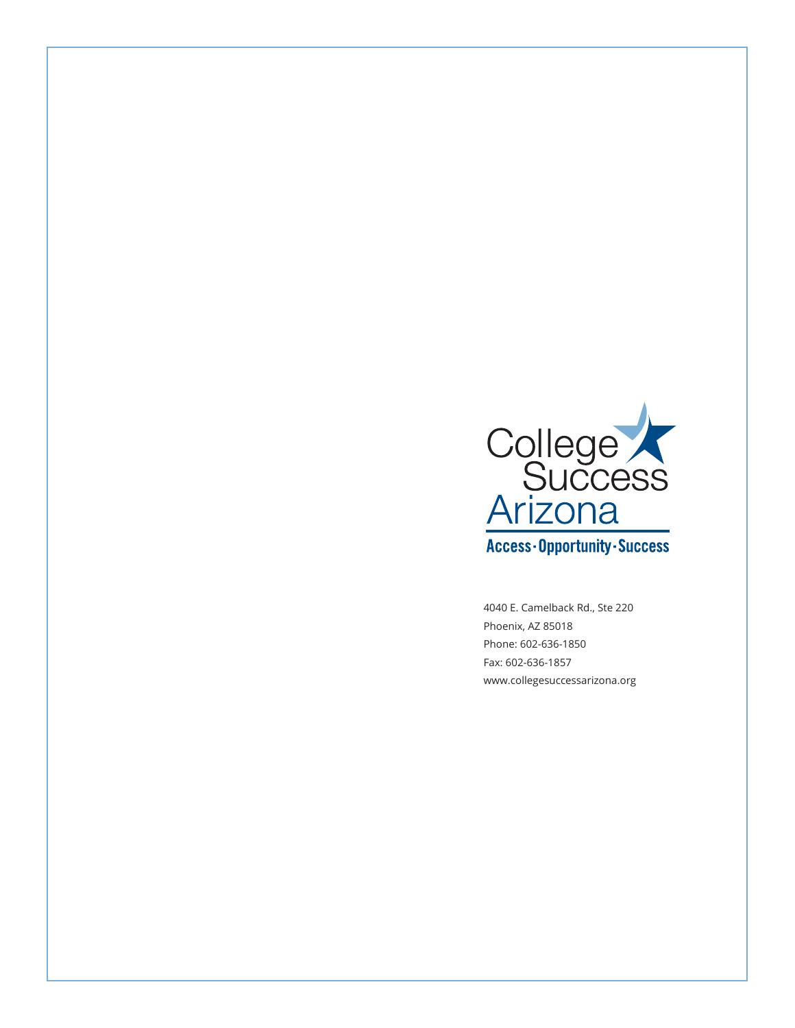College Success Arizona

Access · Opportunity · Success

4040 E. Camelback Rd., Ste 220
Phoenix, AZ 85018
Phone: 602-636-1850
Fax: 602-636-1857
www.collegesuccessarizona.org